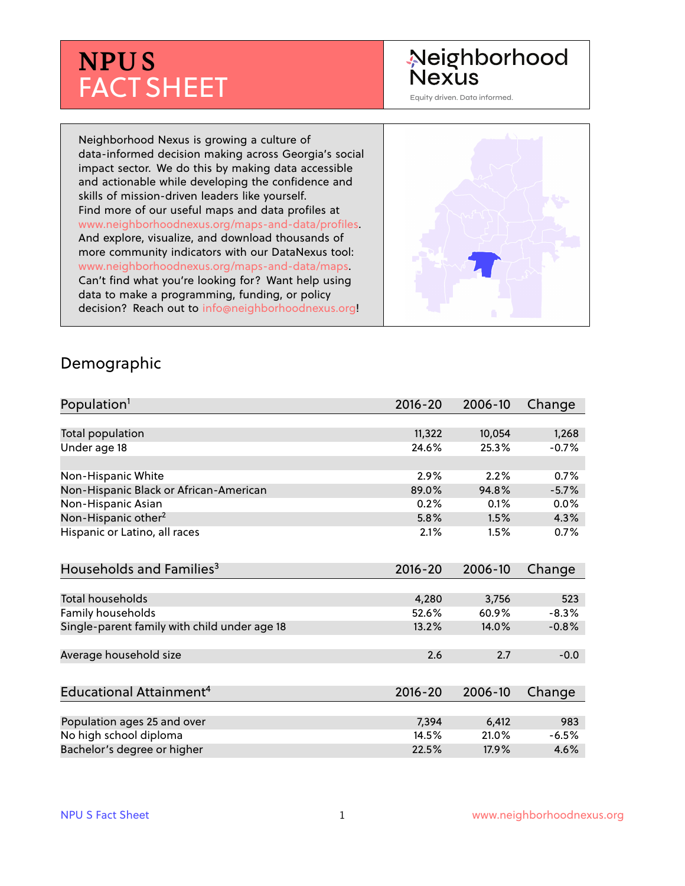# NPU S FACT SHEET

Neighborhood Nexus

Equity driven. Data informed.

Neighborhood Nexus is growing a culture of data-informed decision making across Georgia's social impact sector. We do this by making data accessible and actionable while developing the confidence and skills of mission-driven leaders like yourself. Find more of our useful maps and data profiles at www.neighborhoodnexus.org/maps-and-data/profiles. And explore, visualize, and download thousands of more community indicators with our DataNexus tool: www.neighborhoodnexus.org/maps-and-data/maps. Can't find what you're looking for? Want help using data to make a programming, funding, or policy decision? Reach out to info@neighborhoodnexus.org!

## Demographic

| Population[1] | 2016-20 | 2006-10 | Change |
|---|---|---|---|
| Total population | 11,322 | 10,054 | 1,268 |
| Under age 18 | 24.6% | 25.3% | -0.7% |
| | | | |
| Non-Hispanic White | 2.9% | 2.2% | 0.7% |
| Non-Hispanic Black or African-American | 89.0% | 94.8% | -5.7% |
| Non-Hispanic Asian | 0.2% | 0.1% | 0.0% |
| Non-Hispanic other[2] | 5.8% | 1.5% | 4.3% |
| Hispanic or Latino, all races | 2.1% | 1.5% | 0.7% |

| Households and Families[3] | 2016-20 | 2006-10 | Change |
|---|---|---|---|
| Total households | 4,280 | 3,756 | 523 |
| Family households | 52.6% | 60.9% | -8.3% |
| Single-parent family with child under age 18 | 13.2% | 14.0% | -0.8% |
| | | | |
| Average household size | 2.6 | 2.7 | -0.0 |

| Educational Attainment[4] | 2016-20 | 2006-10 | Change |
|---|---|---|---|
| Population ages 25 and over | 7,394 | 6,412 | 983 |
| No high school diploma | 14.5% | 21.0% | -6.5% |
| Bachelor's degree or higher | 22.5% | 17.9% | 4.6% |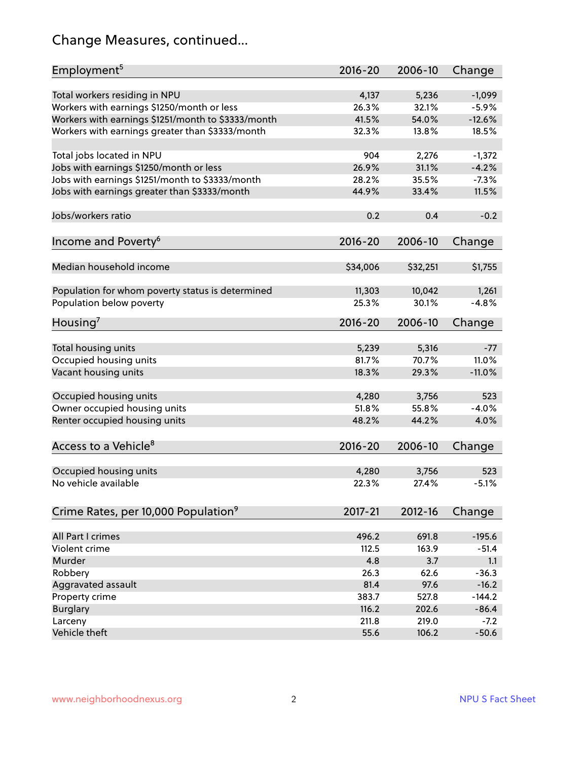# Change Measures, continued...

| Employment[5] | 2016-20 | 2006-10 | Change |
|---|---|---|---|
| Total workers residing in NPU | 4,137 | 5,236 | -1,099 |
| Workers with earnings $1250/month or less | 26.3% | 32.1% | -5.9% |
| Workers with earnings $1251/month to $3333/month | 41.5% | 54.0% | -12.6% |
| Workers with earnings greater than $3333/month | 32.3% | 13.8% | 18.5% |
| | | | |
| Total jobs located in NPU | 904 | 2,276 | -1,372 |
| Jobs with earnings $1250/month or less | 26.9% | 31.1% | -4.2% |
| Jobs with earnings $1251/month to $3333/month | 28.2% | 35.5% | -7.3% |
| Jobs with earnings greater than $3333/month | 44.9% | 33.4% | 11.5% |
| | | | |
| Jobs/workers ratio | 0.2 | 0.4 | -0.2 |

| Income and Poverty[6] | 2016-20 | 2006-10 | Change |
|---|---|---|---|
| Median household income | $34,006 | $32,251 | $1,755 |
| | | | |
| Population for whom poverty status is determined | 11,303 | 10,042 | 1,261 |
| Population below poverty | 25.3% | 30.1% | -4.8% |

| Housing[7] | 2016-20 | 2006-10 | Change |
|---|---|---|---|
| Total housing units | 5,239 | 5,316 | -77 |
| Occupied housing units | 81.7% | 70.7% | 11.0% |
| Vacant housing units | 18.3% | 29.3% | -11.0% |
| | | | |
| Occupied housing units | 4,280 | 3,756 | 523 |
| Owner occupied housing units | 51.8% | 55.8% | -4.0% |
| Renter occupied housing units | 48.2% | 44.2% | 4.0% |

| Access to a Vehicle[8] | 2016-20 | 2006-10 | Change |
|---|---|---|---|
| Occupied housing units | 4,280 | 3,756 | 523 |
| No vehicle available | 22.3% | 27.4% | -5.1% |

| Crime Rates, per 10,000 Population[9] | 2017-21 | 2012-16 | Change |
|---|---|---|---|
| All Part I crimes | 496.2 | 691.8 | -195.6 |
| Violent crime | 112.5 | 163.9 | -51.4 |
| Murder | 4.8 | 3.7 | 1.1 |
| Robbery | 26.3 | 62.6 | -36.3 |
| Aggravated assault | 81.4 | 97.6 | -16.2 |
| Property crime | 383.7 | 527.8 | -144.2 |
| Burglary | 116.2 | 202.6 | -86.4 |
| Larceny | 211.8 | 219.0 | -7.2 |
| Vehicle theft | 55.6 | 106.2 | -50.6 |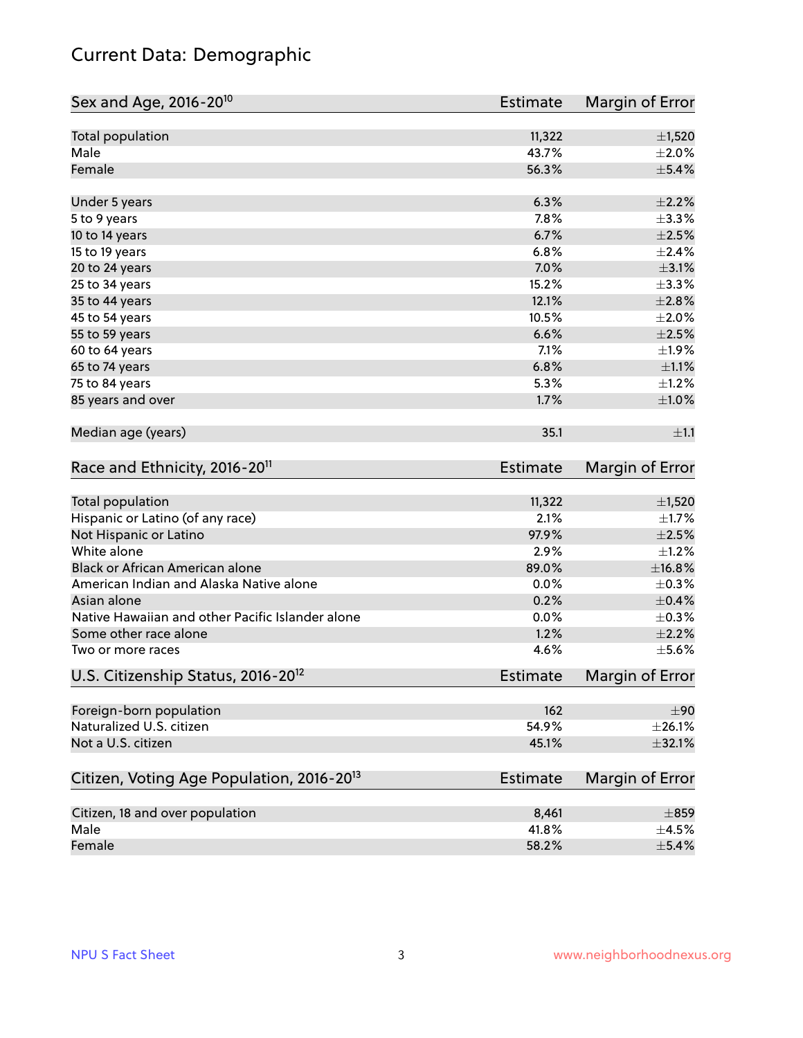# Current Data: Demographic

| Sex and Age, 2016-20[10] | Estimate | Margin of Error |
|---|---|---|
| Total population | 11,322 | ±1,520 |
| Male | 43.7% | ±2.0% |
| Female | 56.3% | ±5.4% |
| | | |
| Under 5 years | 6.3% | ±2.2% |
| 5 to 9 years | 7.8% | ±3.3% |
| 10 to 14 years | 6.7% | ±2.5% |
| 15 to 19 years | 6.8% | ±2.4% |
| 20 to 24 years | 7.0% | ±3.1% |
| 25 to 34 years | 15.2% | ±3.3% |
| 35 to 44 years | 12.1% | ±2.8% |
| 45 to 54 years | 10.5% | ±2.0% |
| 55 to 59 years | 6.6% | ±2.5% |
| 60 to 64 years | 7.1% | ±1.9% |
| 65 to 74 years | 6.8% | ±1.1% |
| 75 to 84 years | 5.3% | ±1.2% |
| 85 years and over | 1.7% | ±1.0% |
| | | |
| Median age (years) | 35.1 | ±1.1 |

| Race and Ethnicity, 2016-20[11] | Estimate | Margin of Error |
|---|---|---|
| Total population | 11,322 | ±1,520 |
| Hispanic or Latino (of any race) | 2.1% | ±1.7% |
| Not Hispanic or Latino | 97.9% | ±2.5% |
| White alone | 2.9% | ±1.2% |
| Black or African American alone | 89.0% | ±16.8% |
| American Indian and Alaska Native alone | 0.0% | ±0.3% |
| Asian alone | 0.2% | ±0.4% |
| Native Hawaiian and other Pacific Islander alone | 0.0% | ±0.3% |
| Some other race alone | 1.2% | ±2.2% |
| Two or more races | 4.6% | ±5.6% |

| U.S. Citizenship Status, 2016-20[12] | Estimate | Margin of Error |
|---|---|---|
| Foreign-born population | 162 | ±90 |
| Naturalized U.S. citizen | 54.9% | ±26.1% |
| Not a U.S. citizen | 45.1% | ±32.1% |

| Citizen, Voting Age Population, 2016-20[13] | Estimate | Margin of Error |
|---|---|---|
| Citizen, 18 and over population | 8,461 | ±859 |
| Male | 41.8% | ±4.5% |
| Female | 58.2% | ±5.4% |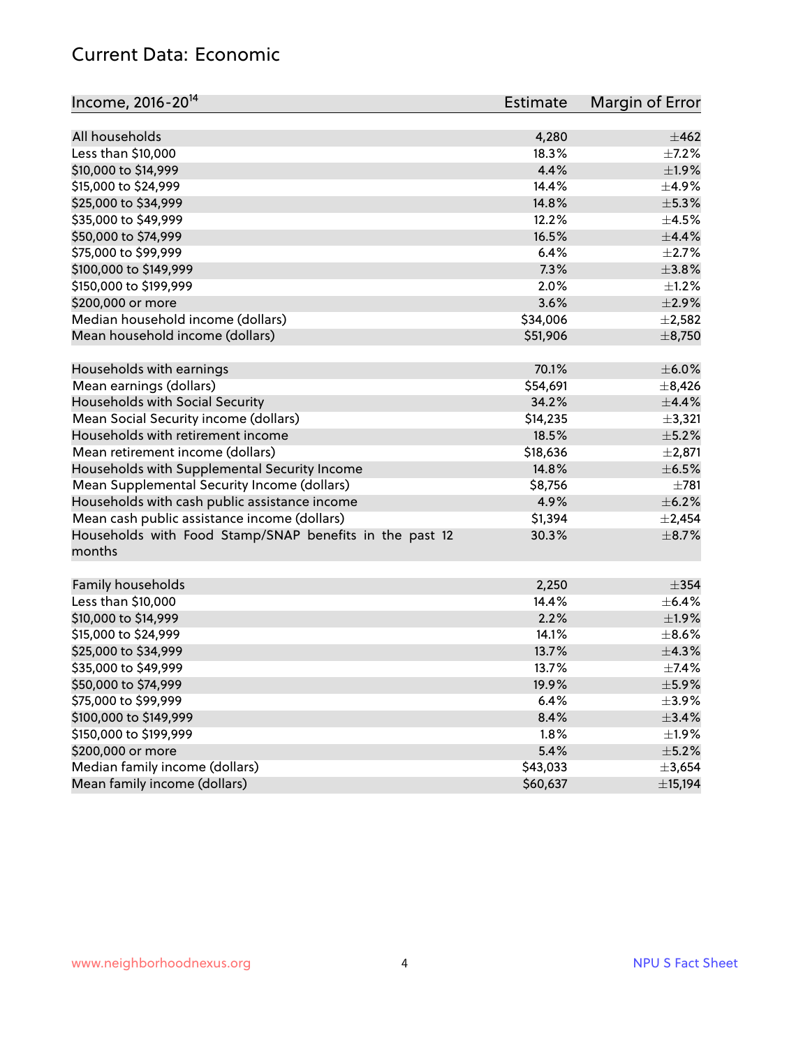## Current Data: Economic

| Income, 2016-20[14] | Estimate | Margin of Error |
|---|---|---|
| All households | 4,280 | ±462 |
| Less than $10,000 | 18.3% | ±7.2% |
| $10,000 to $14,999 | 4.4% | ±1.9% |
| $15,000 to $24,999 | 14.4% | ±4.9% |
| $25,000 to $34,999 | 14.8% | ±5.3% |
| $35,000 to $49,999 | 12.2% | ±4.5% |
| $50,000 to $74,999 | 16.5% | ±4.4% |
| $75,000 to $99,999 | 6.4% | ±2.7% |
| $100,000 to $149,999 | 7.3% | ±3.8% |
| $150,000 to $199,999 | 2.0% | ±1.2% |
| $200,000 or more | 3.6% | ±2.9% |
| Median household income (dollars) | $34,006 | ±2,582 |
| Mean household income (dollars) | $51,906 | ±8,750 |
| | | |
| Households with earnings | 70.1% | ±6.0% |
| Mean earnings (dollars) | $54,691 | ±8,426 |
| Households with Social Security | 34.2% | ±4.4% |
| Mean Social Security income (dollars) | $14,235 | ±3,321 |
| Households with retirement income | 18.5% | ±5.2% |
| Mean retirement income (dollars) | $18,636 | ±2,871 |
| Households with Supplemental Security Income | 14.8% | ±6.5% |
| Mean Supplemental Security Income (dollars) | $8,756 | ±781 |
| Households with cash public assistance income | 4.9% | ±6.2% |
| Mean cash public assistance income (dollars) | $1,394 | ±2,454 |
| Households with Food Stamp/SNAP benefits in the past 12 months | 30.3% | ±8.7% |
| | | |
| Family households | 2,250 | ±354 |
| Less than $10,000 | 14.4% | ±6.4% |
| $10,000 to $14,999 | 2.2% | ±1.9% |
| $15,000 to $24,999 | 14.1% | ±8.6% |
| $25,000 to $34,999 | 13.7% | ±4.3% |
| $35,000 to $49,999 | 13.7% | ±7.4% |
| $50,000 to $74,999 | 19.9% | ±5.9% |
| $75,000 to $99,999 | 6.4% | ±3.9% |
| $100,000 to $149,999 | 8.4% | ±3.4% |
| $150,000 to $199,999 | 1.8% | ±1.9% |
| $200,000 or more | 5.4% | ±5.2% |
| Median family income (dollars) | $43,033 | ±3,654 |
| Mean family income (dollars) | $60,637 | ±15,194 |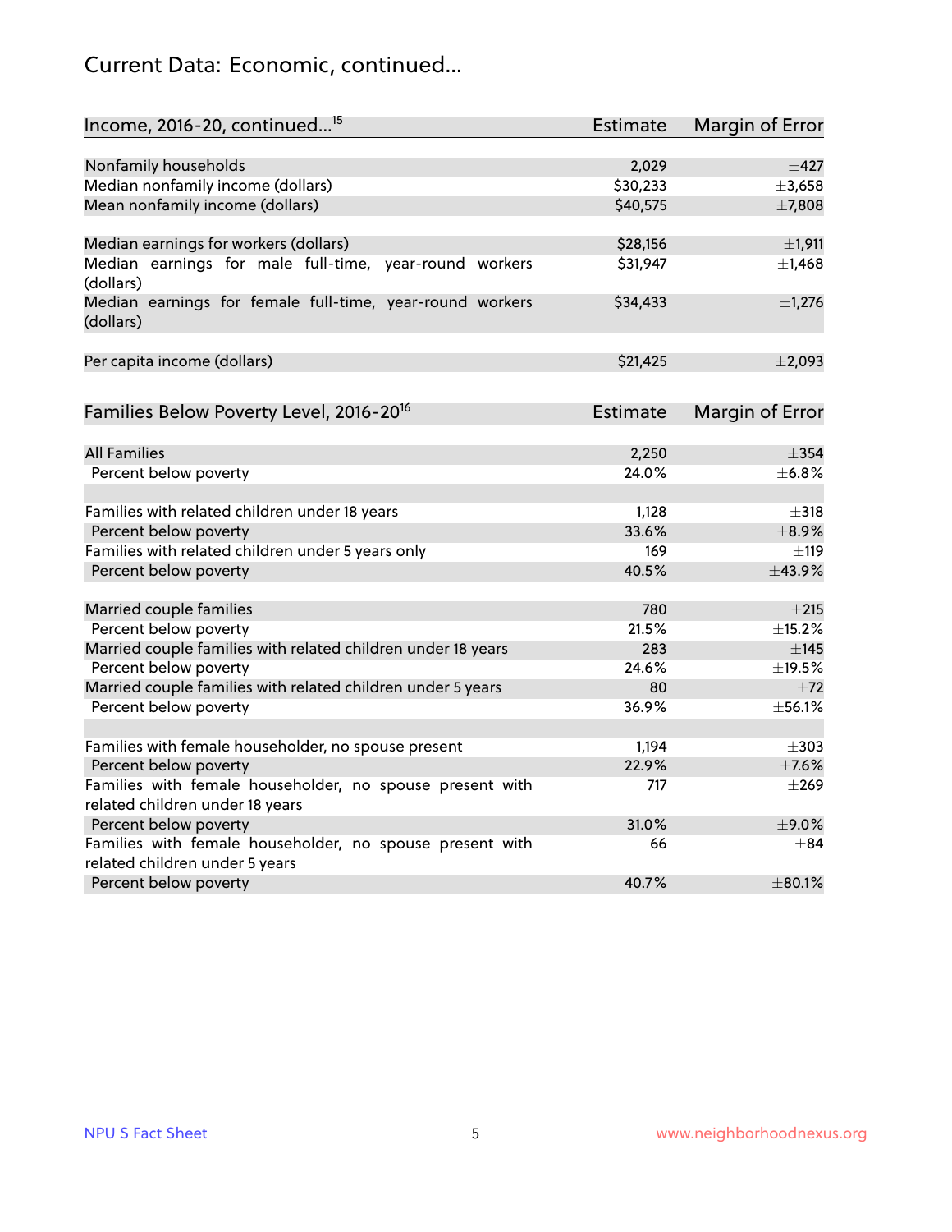# Current Data: Economic, continued...

| Income, 2016-20, continued...[15] | Estimate | Margin of Error |
|---|---|---|
| Nonfamily households | 2,029 | ±427 |
| Median nonfamily income (dollars) | $30,233 | ±3,658 |
| Mean nonfamily income (dollars) | $40,575 | ±7,808 |
| | | |
| Median earnings for workers (dollars) | $28,156 | ±1,911 |
| Median earnings for male full-time, year-round workers (dollars) | $31,947 | ±1,468 |
| Median earnings for female full-time, year-round workers (dollars) | $34,433 | ±1,276 |
| | | |
| Per capita income (dollars) | $21,425 | ±2,093 |

| Families Below Poverty Level, 2016-20[16] | Estimate | Margin of Error |
|---|---|---|
| All Families | 2,250 | ±354 |
| Percent below poverty | 24.0% | ±6.8% |
| | | |
| Families with related children under 18 years | 1,128 | ±318 |
| Percent below poverty | 33.6% | ±8.9% |
| Families with related children under 5 years only | 169 | ±119 |
| Percent below poverty | 40.5% | ±43.9% |
| | | |
| Married couple families | 780 | ±215 |
| Percent below poverty | 21.5% | ±15.2% |
| Married couple families with related children under 18 years | 283 | ±145 |
| Percent below poverty | 24.6% | ±19.5% |
| Married couple families with related children under 5 years | 80 | ±72 |
| Percent below poverty | 36.9% | ±56.1% |
| | | |
| Families with female householder, no spouse present | 1,194 | ±303 |
| Percent below poverty | 22.9% | ±7.6% |
| Families with female householder, no spouse present with related children under 18 years | 717 | ±269 |
| Percent below poverty | 31.0% | ±9.0% |
| Families with female householder, no spouse present with related children under 5 years | 66 | ±84 |
| Percent below poverty | 40.7% | ±80.1% |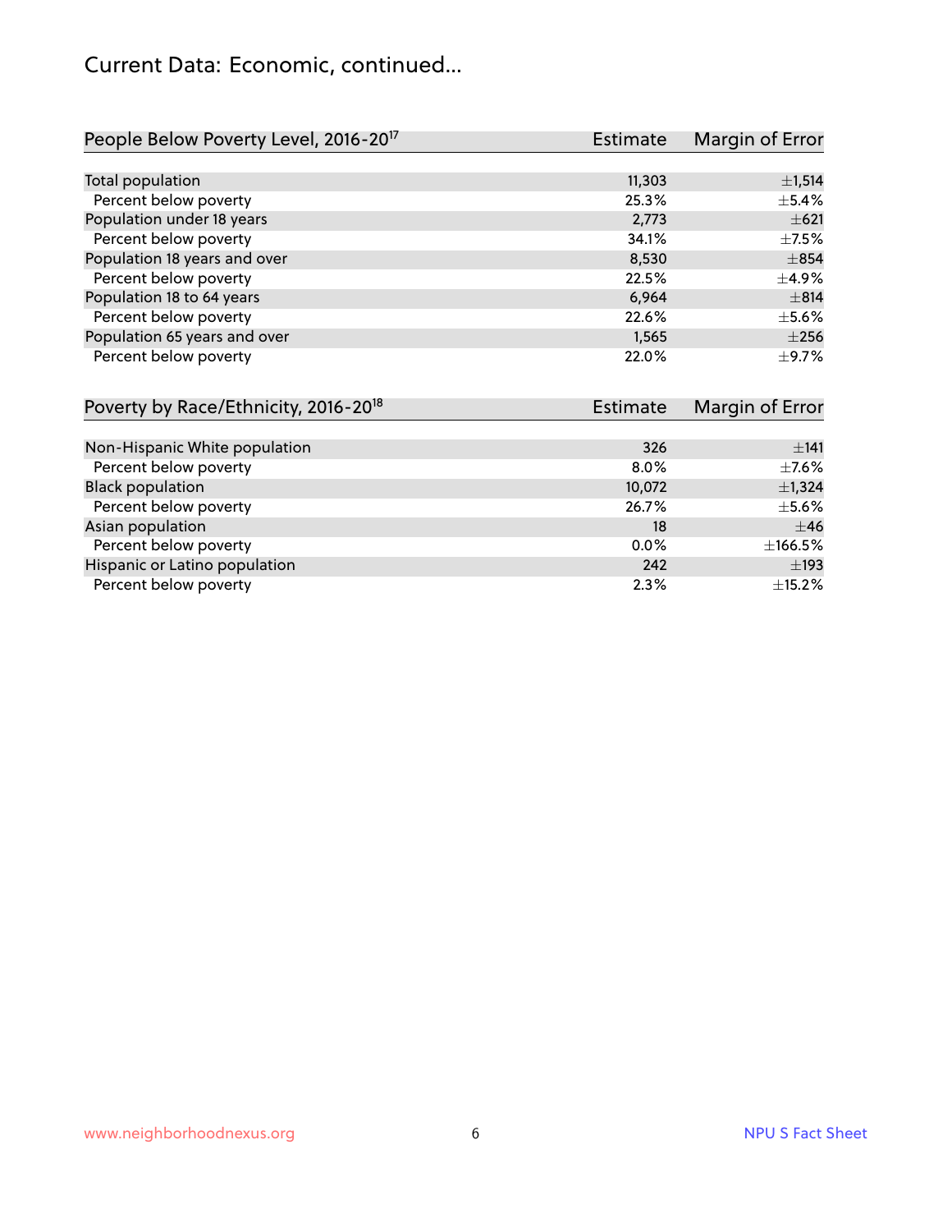# Current Data: Economic, continued...

| People Below Poverty Level, 2016-20[17] | Estimate | Margin of Error |
|---|---|---|
| Total population | 11,303 | ±1,514 |
| Percent below poverty | 25.3% | ±5.4% |
| Population under 18 years | 2,773 | ±621 |
| Percent below poverty | 34.1% | ±7.5% |
| Population 18 years and over | 8,530 | ±854 |
| Percent below poverty | 22.5% | ±4.9% |
| Population 18 to 64 years | 6,964 | ±814 |
| Percent below poverty | 22.6% | ±5.6% |
| Population 65 years and over | 1,565 | ±256 |
| Percent below poverty | 22.0% | ±9.7% |

| Poverty by Race/Ethnicity, 2016-20[18] | Estimate | Margin of Error |
|---|---|---|
| Non-Hispanic White population | 326 | ±141 |
| Percent below poverty | 8.0% | ±7.6% |
| Black population | 10,072 | ±1,324 |
| Percent below poverty | 26.7% | ±5.6% |
| Asian population | 18 | ±46 |
| Percent below poverty | 0.0% | ±166.5% |
| Hispanic or Latino population | 242 | ±193 |
| Percent below poverty | 2.3% | ±15.2% |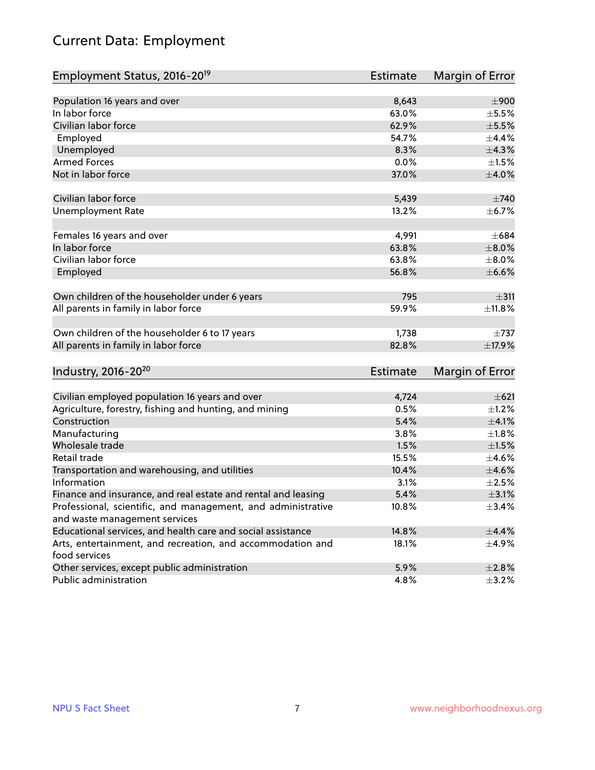# Current Data: Employment

| Employment Status, 2016-20[19] | Estimate | Margin of Error |
|---|---|---|
| Population 16 years and over | 8,643 | ±900 |
| In labor force | 63.0% | ±5.5% |
| Civilian labor force | 62.9% | ±5.5% |
| Employed | 54.7% | ±4.4% |
| Unemployed | 8.3% | ±4.3% |
| Armed Forces | 0.0% | ±1.5% |
| Not in labor force | 37.0% | ±4.0% |
| | | |
| Civilian labor force | 5,439 | ±740 |
| Unemployment Rate | 13.2% | ±6.7% |
| | | |
| Females 16 years and over | 4,991 | ±684 |
| In labor force | 63.8% | ±8.0% |
| Civilian labor force | 63.8% | ±8.0% |
| Employed | 56.8% | ±6.6% |
| | | |
| Own children of the householder under 6 years | 795 | ±311 |
| All parents in family in labor force | 59.9% | ±11.8% |
| | | |
| Own children of the householder 6 to 17 years | 1,738 | ±737 |
| All parents in family in labor force | 82.8% | ±17.9% |

| Industry, 2016-20[20] | Estimate | Margin of Error |
|---|---|---|
| Civilian employed population 16 years and over | 4,724 | ±621 |
| Agriculture, forestry, fishing and hunting, and mining | 0.5% | ±1.2% |
| Construction | 5.4% | ±4.1% |
| Manufacturing | 3.8% | ±1.8% |
| Wholesale trade | 1.5% | ±1.5% |
| Retail trade | 15.5% | ±4.6% |
| Transportation and warehousing, and utilities | 10.4% | ±4.6% |
| Information | 3.1% | ±2.5% |
| Finance and insurance, and real estate and rental and leasing | 5.4% | ±3.1% |
| Professional, scientific, and management, and administrative and waste management services | 10.8% | ±3.4% |
| Educational services, and health care and social assistance | 14.8% | ±4.4% |
| Arts, entertainment, and recreation, and accommodation and food services | 18.1% | ±4.9% |
| Other services, except public administration | 5.9% | ±2.8% |
| Public administration | 4.8% | ±3.2% |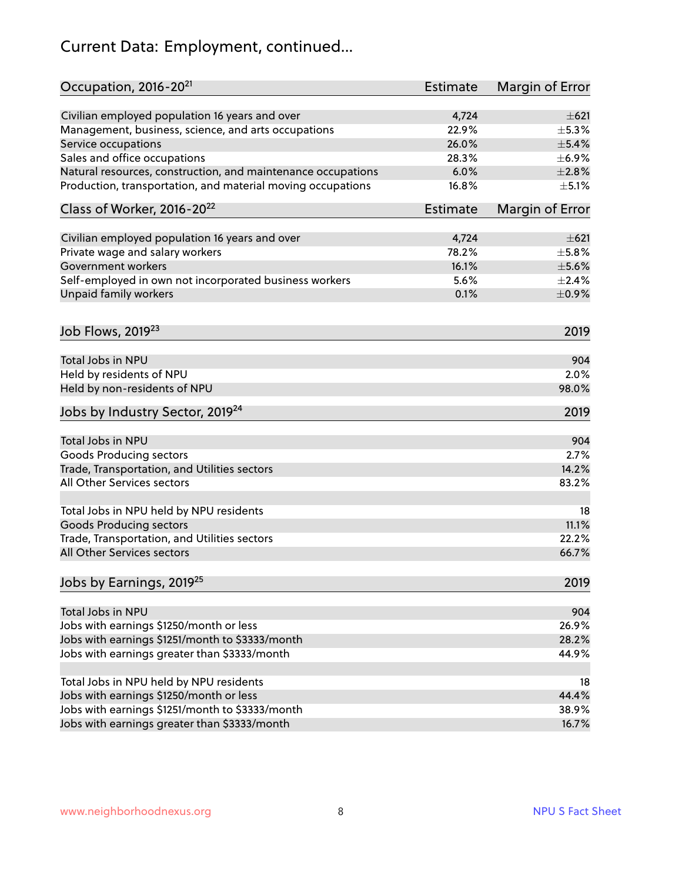# Current Data: Employment, continued...

| Occupation, 2016-20[21] | Estimate | Margin of Error |
|---|---|---|
| Civilian employed population 16 years and over | 4,724 | ±621 |
| Management, business, science, and arts occupations | 22.9% | ±5.3% |
| Service occupations | 26.0% | ±5.4% |
| Sales and office occupations | 28.3% | ±6.9% |
| Natural resources, construction, and maintenance occupations | 6.0% | ±2.8% |
| Production, transportation, and material moving occupations | 16.8% | ±5.1% |

| Class of Worker, 2016-20[22] | Estimate | Margin of Error |
|---|---|---|
| Civilian employed population 16 years and over | 4,724 | ±621 |
| Private wage and salary workers | 78.2% | ±5.8% |
| Government workers | 16.1% | ±5.6% |
| Self-employed in own not incorporated business workers | 5.6% | ±2.4% |
| Unpaid family workers | 0.1% | ±0.9% |

| Job Flows, 2019[23] | 2019 |
|---|---|
| Total Jobs in NPU | 904 |
| Held by residents of NPU | 2.0% |
| Held by non-residents of NPU | 98.0% |

| Jobs by Industry Sector, 2019[24] | 2019 |
|---|---|
| Total Jobs in NPU | 904 |
| Goods Producing sectors | 2.7% |
| Trade, Transportation, and Utilities sectors | 14.2% |
| All Other Services sectors | 83.2% |
| | |
| Total Jobs in NPU held by NPU residents | 18 |
| Goods Producing sectors | 11.1% |
| Trade, Transportation, and Utilities sectors | 22.2% |
| All Other Services sectors | 66.7% |

| Jobs by Earnings, 2019[25] | 2019 |
|---|---|
| Total Jobs in NPU | 904 |
| Jobs with earnings $1250/month or less | 26.9% |
| Jobs with earnings $1251/month to $3333/month | 28.2% |
| Jobs with earnings greater than $3333/month | 44.9% |
| | |
| Total Jobs in NPU held by NPU residents | 18 |
| Jobs with earnings $1250/month or less | 44.4% |
| Jobs with earnings $1251/month to $3333/month | 38.9% |
| Jobs with earnings greater than $3333/month | 16.7% |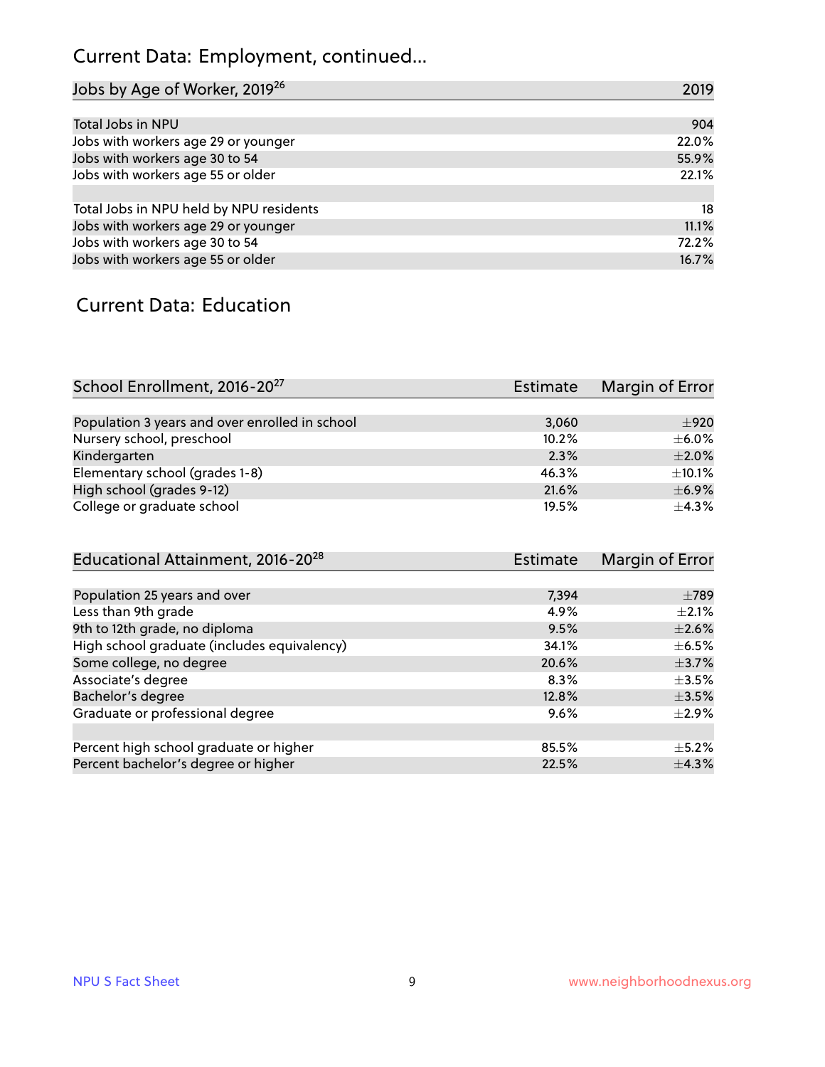## Current Data: Employment, continued...

| Jobs by Age of Worker, 2019[26] | 2019 |
|---|---|
| Total Jobs in NPU | 904 |
| Jobs with workers age 29 or younger | 22.0% |
| Jobs with workers age 30 to 54 | 55.9% |
| Jobs with workers age 55 or older | 22.1% |
| | |
| Total Jobs in NPU held by NPU residents | 18 |
| Jobs with workers age 29 or younger | 11.1% |
| Jobs with workers age 30 to 54 | 72.2% |
| Jobs with workers age 55 or older | 16.7% |

## Current Data: Education

| School Enrollment, 2016-20[27] | Estimate | Margin of Error |
|---|---|---|
| Population 3 years and over enrolled in school | 3,060 | ±920 |
| Nursery school, preschool | 10.2% | ±6.0% |
| Kindergarten | 2.3% | ±2.0% |
| Elementary school (grades 1-8) | 46.3% | ±10.1% |
| High school (grades 9-12) | 21.6% | ±6.9% |
| College or graduate school | 19.5% | ±4.3% |

| Educational Attainment, 2016-20[28] | Estimate | Margin of Error |
|---|---|---|
| Population 25 years and over | 7,394 | ±789 |
| Less than 9th grade | 4.9% | ±2.1% |
| 9th to 12th grade, no diploma | 9.5% | ±2.6% |
| High school graduate (includes equivalency) | 34.1% | ±6.5% |
| Some college, no degree | 20.6% | ±3.7% |
| Associate's degree | 8.3% | ±3.5% |
| Bachelor's degree | 12.8% | ±3.5% |
| Graduate or professional degree | 9.6% | ±2.9% |
| | | |
| Percent high school graduate or higher | 85.5% | ±5.2% |
| Percent bachelor's degree or higher | 22.5% | ±4.3% |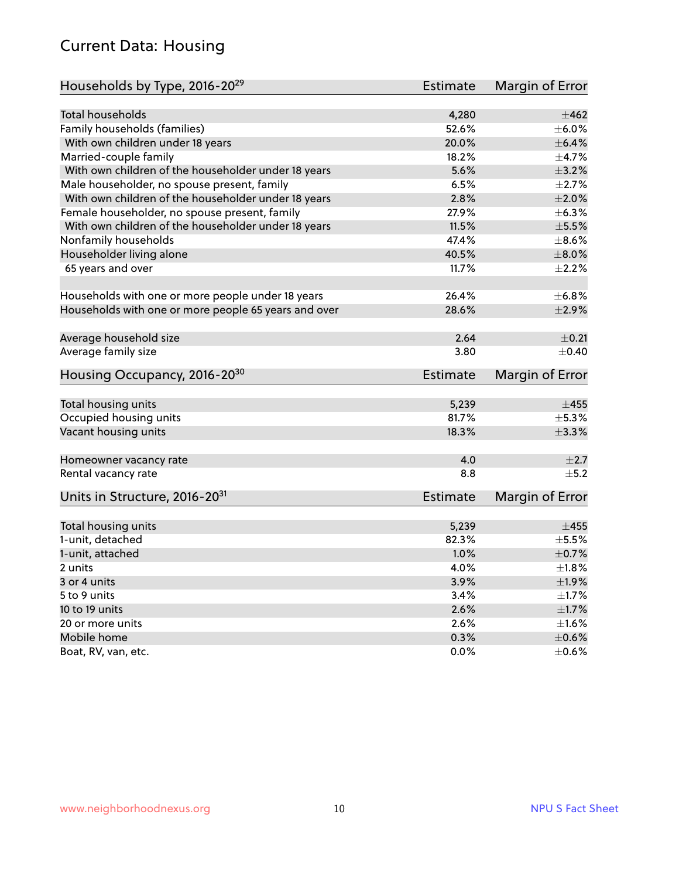# Current Data: Housing

| Households by Type, 2016-20[29] | Estimate | Margin of Error |
|---|---|---|
| Total households | 4,280 | ±462 |
| Family households (families) | 52.6% | ±6.0% |
| With own children under 18 years | 20.0% | ±6.4% |
| Married-couple family | 18.2% | ±4.7% |
| With own children of the householder under 18 years | 5.6% | ±3.2% |
| Male householder, no spouse present, family | 6.5% | ±2.7% |
| With own children of the householder under 18 years | 2.8% | ±2.0% |
| Female householder, no spouse present, family | 27.9% | ±6.3% |
| With own children of the householder under 18 years | 11.5% | ±5.5% |
| Nonfamily households | 47.4% | ±8.6% |
| Householder living alone | 40.5% | ±8.0% |
| 65 years and over | 11.7% | ±2.2% |
| | | |
| Households with one or more people under 18 years | 26.4% | ±6.8% |
| Households with one or more people 65 years and over | 28.6% | ±2.9% |
| | | |
| Average household size | 2.64 | ±0.21 |
| Average family size | 3.80 | ±0.40 |

| Housing Occupancy, 2016-20[30] | Estimate | Margin of Error |
|---|---|---|
| Total housing units | 5,239 | ±455 |
| Occupied housing units | 81.7% | ±5.3% |
| Vacant housing units | 18.3% | ±3.3% |
| | | |
| Homeowner vacancy rate | 4.0 | ±2.7 |
| Rental vacancy rate | 8.8 | ±5.2 |

| Units in Structure, 2016-20[31] | Estimate | Margin of Error |
|---|---|---|
| Total housing units | 5,239 | ±455 |
| 1-unit, detached | 82.3% | ±5.5% |
| 1-unit, attached | 1.0% | ±0.7% |
| 2 units | 4.0% | ±1.8% |
| 3 or 4 units | 3.9% | ±1.9% |
| 5 to 9 units | 3.4% | ±1.7% |
| 10 to 19 units | 2.6% | ±1.7% |
| 20 or more units | 2.6% | ±1.6% |
| Mobile home | 0.3% | ±0.6% |
| Boat, RV, van, etc. | 0.0% | ±0.6% |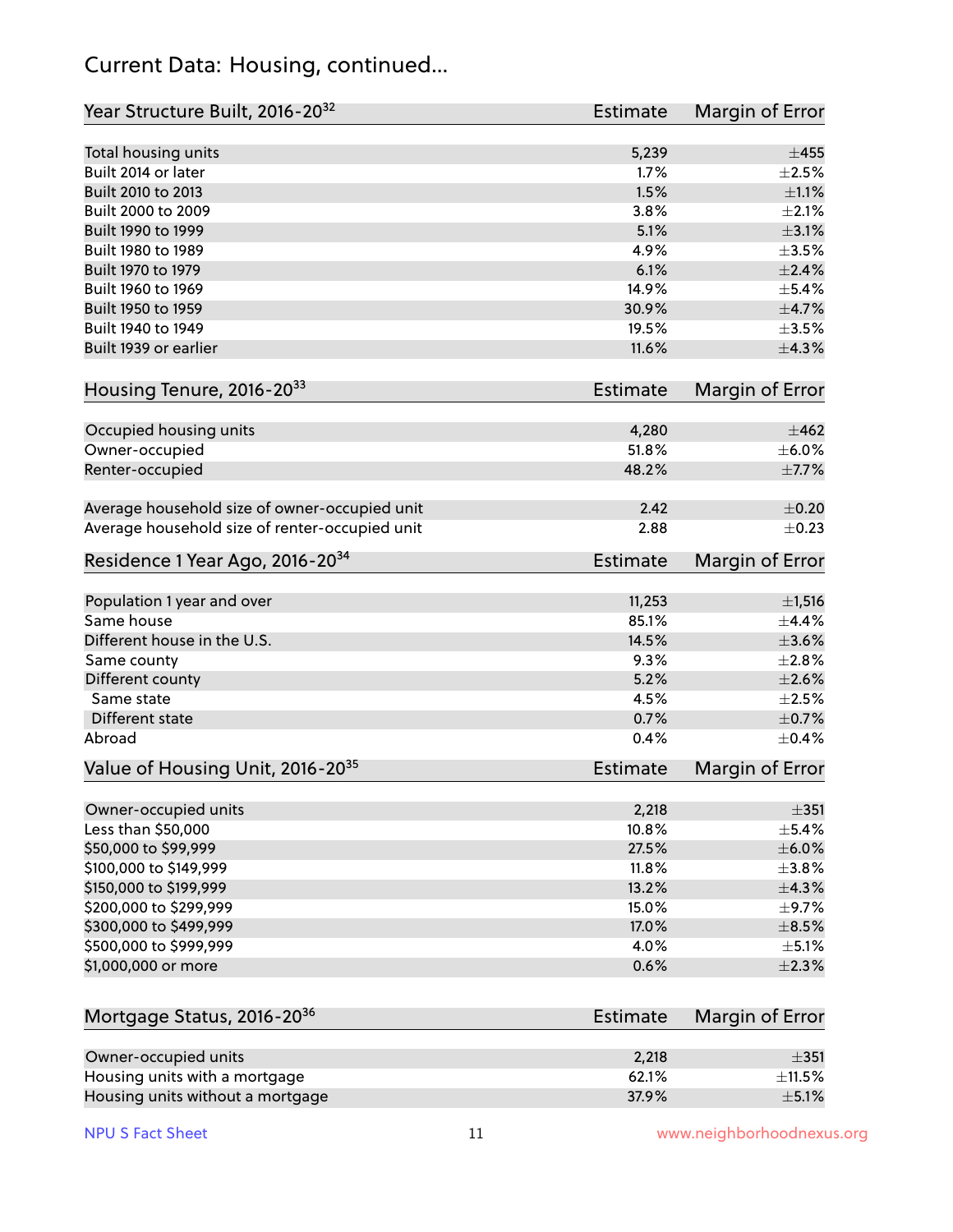## Current Data: Housing, continued...

| Year Structure Built, 2016-20[32] | Estimate | Margin of Error |
|---|---|---|
| Total housing units | 5,239 | ±455 |
| Built 2014 or later | 1.7% | ±2.5% |
| Built 2010 to 2013 | 1.5% | ±1.1% |
| Built 2000 to 2009 | 3.8% | ±2.1% |
| Built 1990 to 1999 | 5.1% | ±3.1% |
| Built 1980 to 1989 | 4.9% | ±3.5% |
| Built 1970 to 1979 | 6.1% | ±2.4% |
| Built 1960 to 1969 | 14.9% | ±5.4% |
| Built 1950 to 1959 | 30.9% | ±4.7% |
| Built 1940 to 1949 | 19.5% | ±3.5% |
| Built 1939 or earlier | 11.6% | ±4.3% |

| Housing Tenure, 2016-20[33] | Estimate | Margin of Error |
|---|---|---|
| Occupied housing units | 4,280 | ±462 |
| Owner-occupied | 51.8% | ±6.0% |
| Renter-occupied | 48.2% | ±7.7% |
| Average household size of owner-occupied unit | 2.42 | ±0.20 |
| Average household size of renter-occupied unit | 2.88 | ±0.23 |

| Residence 1 Year Ago, 2016-20[34] | Estimate | Margin of Error |
|---|---|---|
| Population 1 year and over | 11,253 | ±1,516 |
| Same house | 85.1% | ±4.4% |
| Different house in the U.S. | 14.5% | ±3.6% |
| Same county | 9.3% | ±2.8% |
| Different county | 5.2% | ±2.6% |
| Same state | 4.5% | ±2.5% |
| Different state | 0.7% | ±0.7% |
| Abroad | 0.4% | ±0.4% |

| Value of Housing Unit, 2016-20[35] | Estimate | Margin of Error |
|---|---|---|
| Owner-occupied units | 2,218 | ±351 |
| Less than $50,000 | 10.8% | ±5.4% |
| $50,000 to $99,999 | 27.5% | ±6.0% |
| $100,000 to $149,999 | 11.8% | ±3.8% |
| $150,000 to $199,999 | 13.2% | ±4.3% |
| $200,000 to $299,999 | 15.0% | ±9.7% |
| $300,000 to $499,999 | 17.0% | ±8.5% |
| $500,000 to $999,999 | 4.0% | ±5.1% |
| $1,000,000 or more | 0.6% | ±2.3% |

| Mortgage Status, 2016-20[36] | Estimate | Margin of Error |
|---|---|---|
| Owner-occupied units | 2,218 | ±351 |
| Housing units with a mortgage | 62.1% | ±11.5% |
| Housing units without a mortgage | 37.9% | ±5.1% |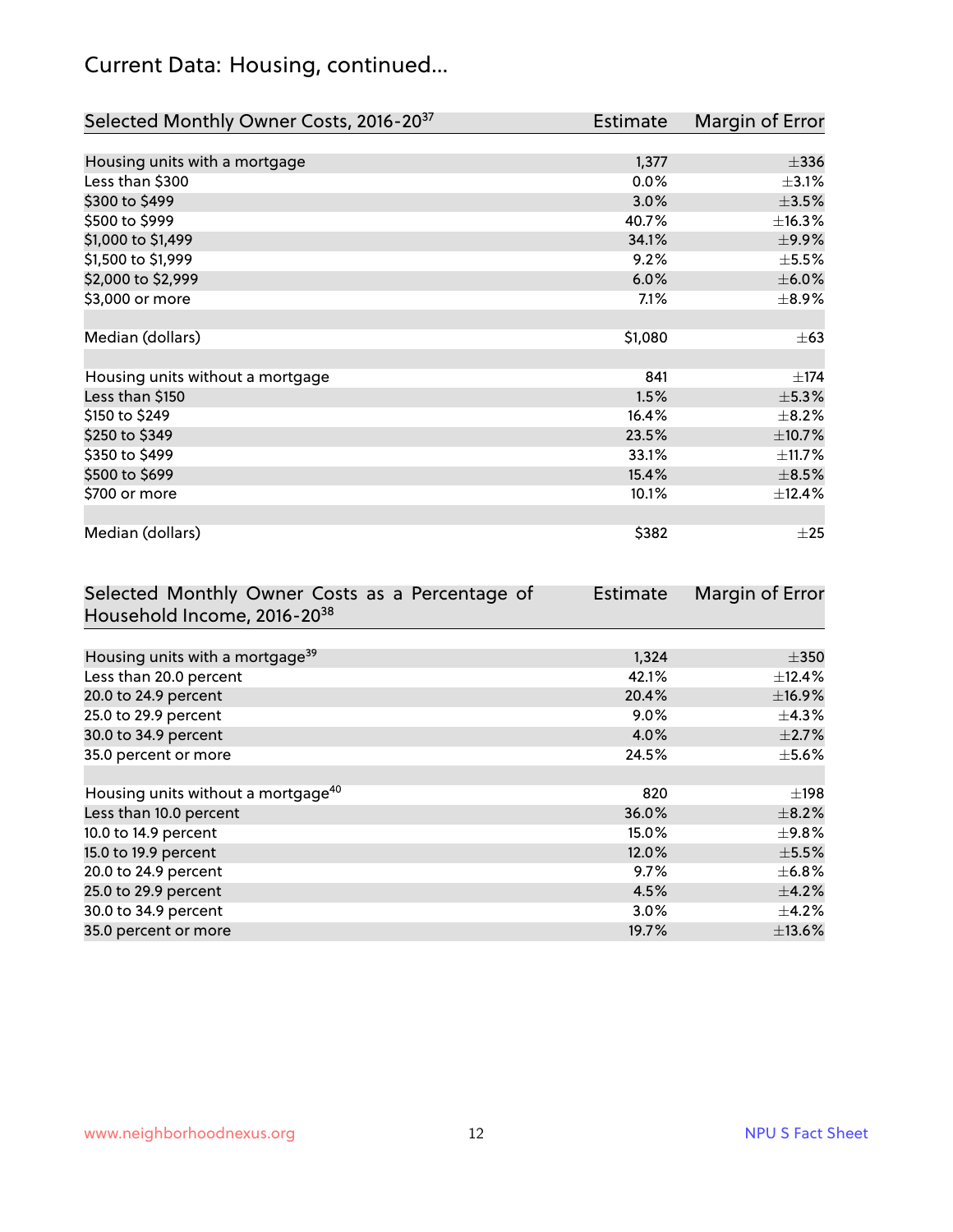# Current Data: Housing, continued...

| Selected Monthly Owner Costs, 2016-20[37] | Estimate | Margin of Error |
|---|---|---|
| Housing units with a mortgage | 1,377 | ±336 |
| Less than $300 | 0.0% | ±3.1% |
| $300 to $499 | 3.0% | ±3.5% |
| $500 to $999 | 40.7% | ±16.3% |
| $1,000 to $1,499 | 34.1% | ±9.9% |
| $1,500 to $1,999 | 9.2% | ±5.5% |
| $2,000 to $2,999 | 6.0% | ±6.0% |
| $3,000 or more | 7.1% | ±8.9% |
| | | |
| Median (dollars) | $1,080 | ±63 |
| | | |
| Housing units without a mortgage | 841 | ±174 |
| Less than $150 | 1.5% | ±5.3% |
| $150 to $249 | 16.4% | ±8.2% |
| $250 to $349 | 23.5% | ±10.7% |
| $350 to $499 | 33.1% | ±11.7% |
| $500 to $699 | 15.4% | ±8.5% |
| $700 or more | 10.1% | ±12.4% |
| | | |
| Median (dollars) | $382 | ±25 |

| Selected Monthly Owner Costs as a Percentage of Household Income, 2016-20[38] | Estimate | Margin of Error |
|---|---|---|
| Housing units with a mortgage[39] | 1,324 | ±350 |
| Less than 20.0 percent | 42.1% | ±12.4% |
| 20.0 to 24.9 percent | 20.4% | ±16.9% |
| 25.0 to 29.9 percent | 9.0% | ±4.3% |
| 30.0 to 34.9 percent | 4.0% | ±2.7% |
| 35.0 percent or more | 24.5% | ±5.6% |
| | | |
| Housing units without a mortgage[40] | 820 | ±198 |
| Less than 10.0 percent | 36.0% | ±8.2% |
| 10.0 to 14.9 percent | 15.0% | ±9.8% |
| 15.0 to 19.9 percent | 12.0% | ±5.5% |
| 20.0 to 24.9 percent | 9.7% | ±6.8% |
| 25.0 to 29.9 percent | 4.5% | ±4.2% |
| 30.0 to 34.9 percent | 3.0% | ±4.2% |
| 35.0 percent or more | 19.7% | ±13.6% |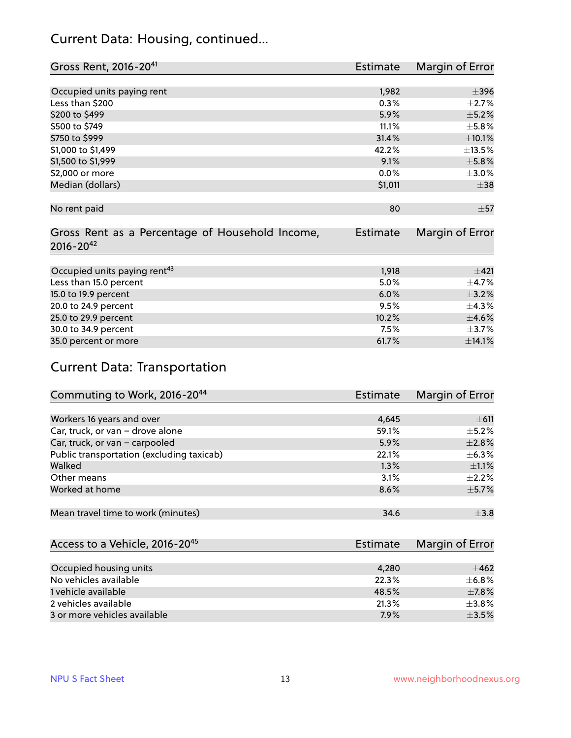## Current Data: Housing, continued...

| Gross Rent, 2016-20[41] | Estimate | Margin of Error |
|---|---|---|
| Occupied units paying rent | 1,982 | ±396 |
| Less than $200 | 0.3% | ±2.7% |
| $200 to $499 | 5.9% | ±5.2% |
| $500 to $749 | 11.1% | ±5.8% |
| $750 to $999 | 31.4% | ±10.1% |
| $1,000 to $1,499 | 42.2% | ±13.5% |
| $1,500 to $1,999 | 9.1% | ±5.8% |
| $2,000 or more | 0.0% | ±3.0% |
| Median (dollars) | $1,011 | ±38 |
| No rent paid | 80 | ±57 |

| Gross Rent as a Percentage of Household Income, 2016-20[42] | Estimate | Margin of Error |
|---|---|---|
| Occupied units paying rent[43] | 1,918 | ±421 |
| Less than 15.0 percent | 5.0% | ±4.7% |
| 15.0 to 19.9 percent | 6.0% | ±3.2% |
| 20.0 to 24.9 percent | 9.5% | ±4.3% |
| 25.0 to 29.9 percent | 10.2% | ±4.6% |
| 30.0 to 34.9 percent | 7.5% | ±3.7% |
| 35.0 percent or more | 61.7% | ±14.1% |

## Current Data: Transportation

| Commuting to Work, 2016-20[44] | Estimate | Margin of Error |
|---|---|---|
| Workers 16 years and over | 4,645 | ±611 |
| Car, truck, or van – drove alone | 59.1% | ±5.2% |
| Car, truck, or van – carpooled | 5.9% | ±2.8% |
| Public transportation (excluding taxicab) | 22.1% | ±6.3% |
| Walked | 1.3% | ±1.1% |
| Other means | 3.1% | ±2.2% |
| Worked at home | 8.6% | ±5.7% |
| Mean travel time to work (minutes) | 34.6 | ±3.8 |

| Access to a Vehicle, 2016-20[45] | Estimate | Margin of Error |
|---|---|---|
| Occupied housing units | 4,280 | ±462 |
| No vehicles available | 22.3% | ±6.8% |
| 1 vehicle available | 48.5% | ±7.8% |
| 2 vehicles available | 21.3% | ±3.8% |
| 3 or more vehicles available | 7.9% | ±3.5% |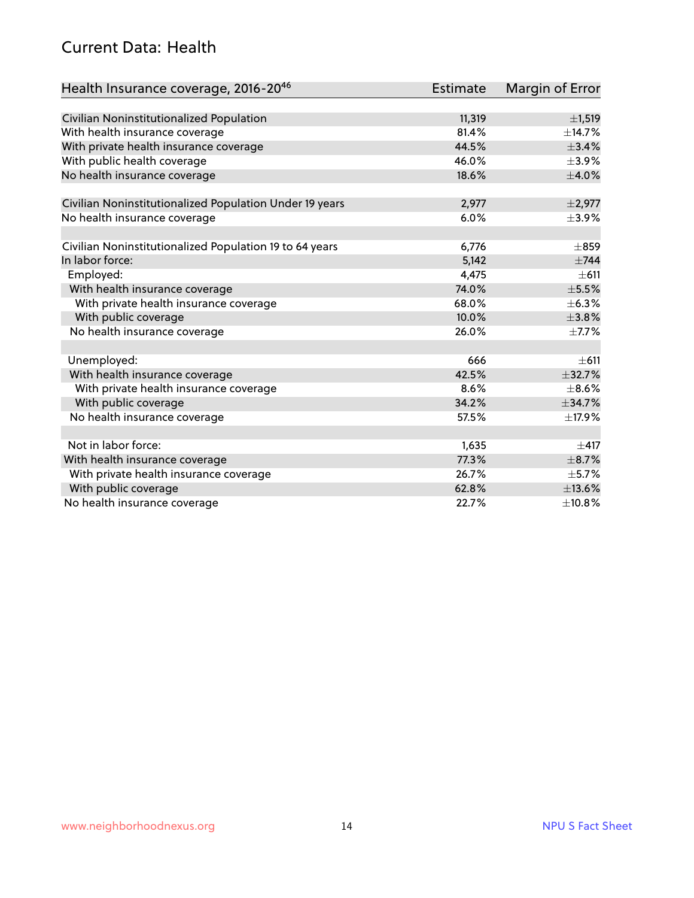# Current Data: Health

| Health Insurance coverage, 2016-20[46] | Estimate | Margin of Error |
|---|---|---|
| Civilian Noninstitutionalized Population | 11,319 | ±1,519 |
| With health insurance coverage | 81.4% | ±14.7% |
| With private health insurance coverage | 44.5% | ±3.4% |
| With public health coverage | 46.0% | ±3.9% |
| No health insurance coverage | 18.6% | ±4.0% |
| | | |
| Civilian Noninstitutionalized Population Under 19 years | 2,977 | ±2,977 |
| No health insurance coverage | 6.0% | ±3.9% |
| | | |
| Civilian Noninstitutionalized Population 19 to 64 years | 6,776 | ±859 |
| In labor force: | 5,142 | ±744 |
| Employed: | 4,475 | ±611 |
| With health insurance coverage | 74.0% | ±5.5% |
| With private health insurance coverage | 68.0% | ±6.3% |
| With public coverage | 10.0% | ±3.8% |
| No health insurance coverage | 26.0% | ±7.7% |
| | | |
| Unemployed: | 666 | ±611 |
| With health insurance coverage | 42.5% | ±32.7% |
| With private health insurance coverage | 8.6% | ±8.6% |
| With public coverage | 34.2% | ±34.7% |
| No health insurance coverage | 57.5% | ±17.9% |
| | | |
| Not in labor force: | 1,635 | ±417 |
| With health insurance coverage | 77.3% | ±8.7% |
| With private health insurance coverage | 26.7% | ±5.7% |
| With public coverage | 62.8% | ±13.6% |
| No health insurance coverage | 22.7% | ±10.8% |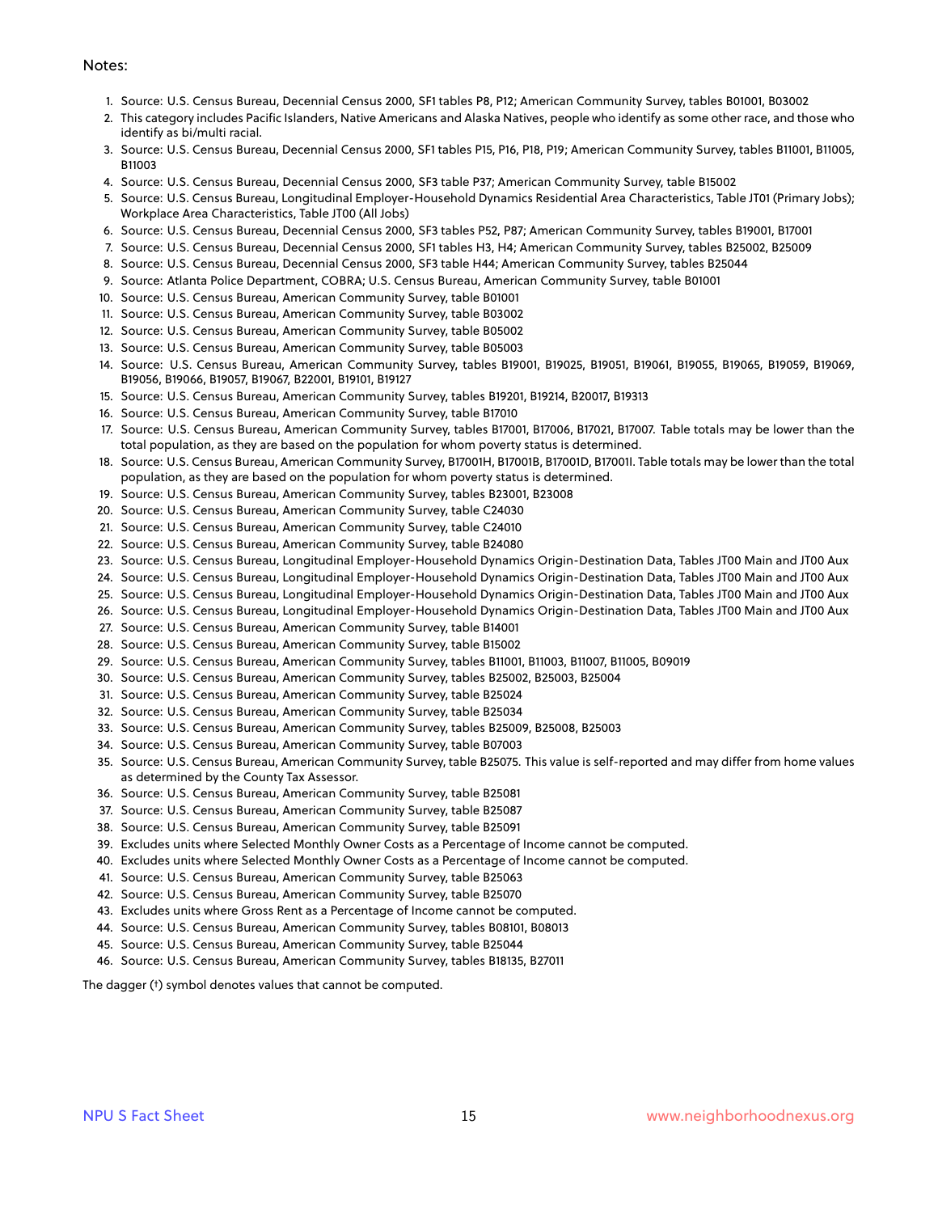Notes:

1. Source: U.S. Census Bureau, Decennial Census 2000, SF1 tables P8, P12; American Community Survey, tables B01001, B03002
2. This category includes Pacific Islanders, Native Americans and Alaska Natives, people who identify as some other race, and those who identify as bi/multi racial.
3. Source: U.S. Census Bureau, Decennial Census 2000, SF1 tables P15, P16, P18, P19; American Community Survey, tables B11001, B11005, B11003
4. Source: U.S. Census Bureau, Decennial Census 2000, SF3 table P37; American Community Survey, table B15002
5. Source: U.S. Census Bureau, Longitudinal Employer-Household Dynamics Residential Area Characteristics, Table JT01 (Primary Jobs); Workplace Area Characteristics, Table JT00 (All Jobs)
6. Source: U.S. Census Bureau, Decennial Census 2000, SF3 tables P52, P87; American Community Survey, tables B19001, B17001
7. Source: U.S. Census Bureau, Decennial Census 2000, SF1 tables H3, H4; American Community Survey, tables B25002, B25009
8. Source: U.S. Census Bureau, Decennial Census 2000, SF3 table H44; American Community Survey, tables B25044
9. Source: Atlanta Police Department, COBRA; U.S. Census Bureau, American Community Survey, table B01001
10. Source: U.S. Census Bureau, American Community Survey, table B01001
11. Source: U.S. Census Bureau, American Community Survey, table B03002
12. Source: U.S. Census Bureau, American Community Survey, table B05002
13. Source: U.S. Census Bureau, American Community Survey, table B05003
14. Source: U.S. Census Bureau, American Community Survey, tables B19001, B19025, B19051, B19061, B19055, B19065, B19059, B19069, B19056, B19066, B19057, B19067, B22001, B19101, B19127
15. Source: U.S. Census Bureau, American Community Survey, tables B19201, B19214, B20017, B19313
16. Source: U.S. Census Bureau, American Community Survey, table B17010
17. Source: U.S. Census Bureau, American Community Survey, tables B17001, B17006, B17021, B17007. Table totals may be lower than the total population, as they are based on the population for whom poverty status is determined.
18. Source: U.S. Census Bureau, American Community Survey, B17001H, B17001B, B17001D, B17001I. Table totals may be lower than the total population, as they are based on the population for whom poverty status is determined.
19. Source: U.S. Census Bureau, American Community Survey, tables B23001, B23008
20. Source: U.S. Census Bureau, American Community Survey, table C24030
21. Source: U.S. Census Bureau, American Community Survey, table C24010
22. Source: U.S. Census Bureau, American Community Survey, table B24080
23. Source: U.S. Census Bureau, Longitudinal Employer-Household Dynamics Origin-Destination Data, Tables JT00 Main and JT00 Aux
24. Source: U.S. Census Bureau, Longitudinal Employer-Household Dynamics Origin-Destination Data, Tables JT00 Main and JT00 Aux
25. Source: U.S. Census Bureau, Longitudinal Employer-Household Dynamics Origin-Destination Data, Tables JT00 Main and JT00 Aux
26. Source: U.S. Census Bureau, Longitudinal Employer-Household Dynamics Origin-Destination Data, Tables JT00 Main and JT00 Aux
27. Source: U.S. Census Bureau, American Community Survey, table B14001
28. Source: U.S. Census Bureau, American Community Survey, table B15002
29. Source: U.S. Census Bureau, American Community Survey, tables B11001, B11003, B11007, B11005, B09019
30. Source: U.S. Census Bureau, American Community Survey, tables B25002, B25003, B25004
31. Source: U.S. Census Bureau, American Community Survey, table B25024
32. Source: U.S. Census Bureau, American Community Survey, table B25034
33. Source: U.S. Census Bureau, American Community Survey, tables B25009, B25008, B25003
34. Source: U.S. Census Bureau, American Community Survey, table B07003
35. Source: U.S. Census Bureau, American Community Survey, table B25075. This value is self-reported and may differ from home values as determined by the County Tax Assessor.
36. Source: U.S. Census Bureau, American Community Survey, table B25081
37. Source: U.S. Census Bureau, American Community Survey, table B25087
38. Source: U.S. Census Bureau, American Community Survey, table B25091
39. Excludes units where Selected Monthly Owner Costs as a Percentage of Income cannot be computed.
40. Excludes units where Selected Monthly Owner Costs as a Percentage of Income cannot be computed.
41. Source: U.S. Census Bureau, American Community Survey, table B25063
42. Source: U.S. Census Bureau, American Community Survey, table B25070
43. Excludes units where Gross Rent as a Percentage of Income cannot be computed.
44. Source: U.S. Census Bureau, American Community Survey, tables B08101, B08013
45. Source: U.S. Census Bureau, American Community Survey, table B25044
46. Source: U.S. Census Bureau, American Community Survey, tables B18135, B27011

The dagger (†) symbol denotes values that cannot be computed.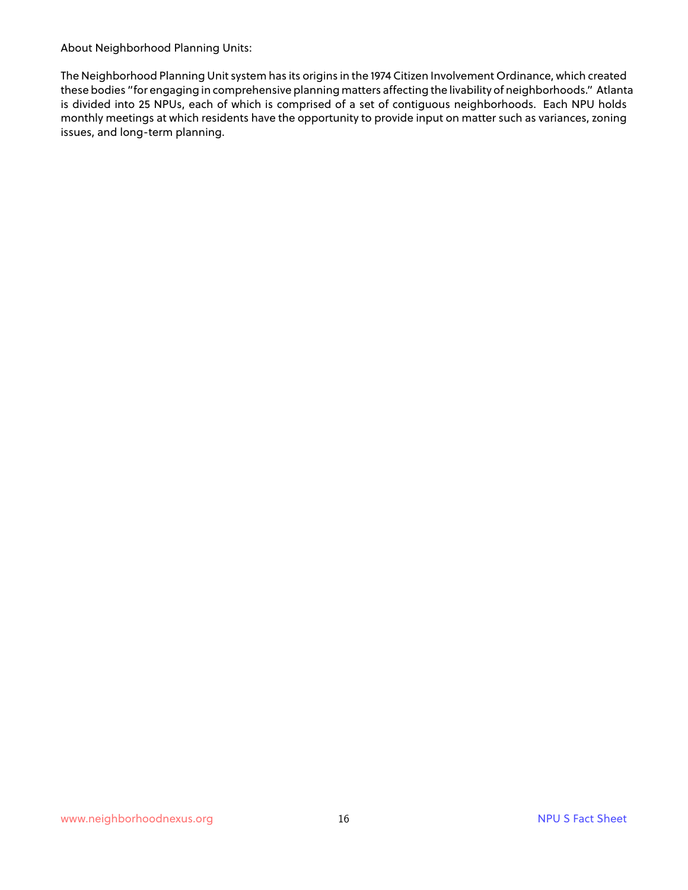About Neighborhood Planning Units:

The Neighborhood Planning Unit system has its origins in the 1974 Citizen Involvement Ordinance, which created these bodies "for engaging in comprehensive planning matters affecting the livability of neighborhoods." Atlanta is divided into 25 NPUs, each of which is comprised of a set of contiguous neighborhoods. Each NPU holds monthly meetings at which residents have the opportunity to provide input on matter such as variances, zoning issues, and long-term planning.